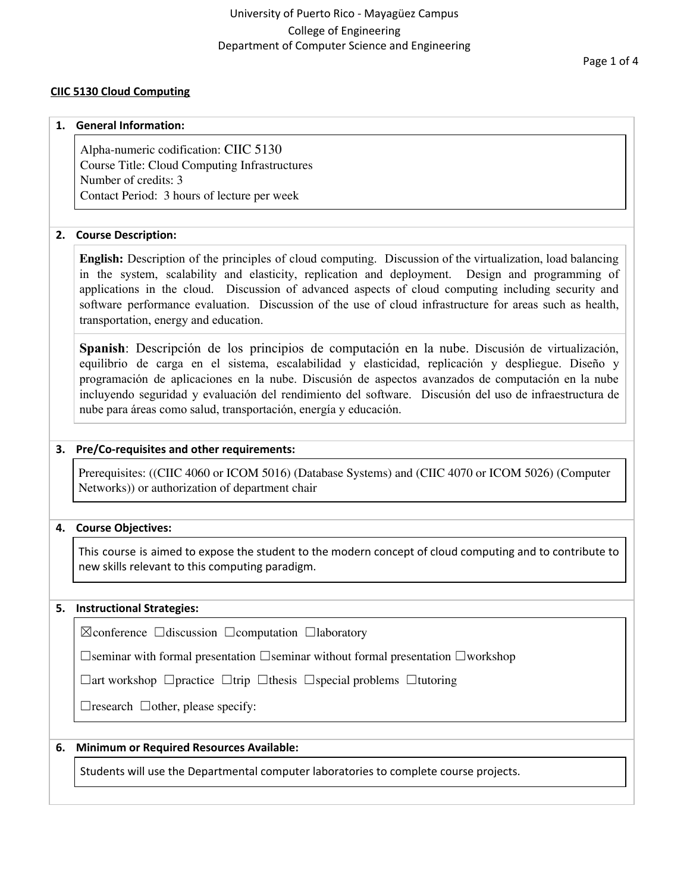University of Puerto Rico - Mayagüez Campus
College of Engineering
Department of Computer Science and Engineering

**CIIC 5130 Cloud Computing**

## 1. General Information:

Alpha-numeric codification: CIIC 5130
Course Title: Cloud Computing Infrastructures
Number of credits: 3
Contact Period: 3 hours of lecture per week

## 2. Course Description:

**English:** Description of the principles of cloud computing. Discussion of the virtualization, load balancing in the system, scalability and elasticity, replication and deployment. Design and programming of applications in the cloud. Discussion of advanced aspects of cloud computing including security and software performance evaluation. Discussion of the use of cloud infrastructure for areas such as health, transportation, energy and education.

**Spanish**: Descripción de los principios de computación en la nube. Discusión de virtualización, equilibrio de carga en el sistema, escalabilidad y elasticidad, replicación y despliegue. Diseño y programación de aplicaciones en la nube. Discusión de aspectos avanzados de computación en la nube incluyendo seguridad y evaluación del rendimiento del software. Discusión del uso de infraestructura de nube para áreas como salud, transportación, energía y educación.

## 3. Pre/Co-requisites and other requirements:

Prerequisites: ((CIIC 4060 or ICOM 5016) (Database Systems) and (CIIC 4070 or ICOM 5026) (Computer Networks)) or authorization of department chair

## 4. Course Objectives:

This course is aimed to expose the student to the modern concept of cloud computing and to contribute to new skills relevant to this computing paradigm.

## 5. Instructional Strategies:

☒conference ☐discussion ☐computation ☐laboratory

☐seminar with formal presentation ☐seminar without formal presentation ☐workshop

☐art workshop ☐practice ☐trip ☐thesis ☐special problems ☐tutoring

☐research ☐other, please specify:

## 6. Minimum or Required Resources Available:

Students will use the Departmental computer laboratories to complete course projects.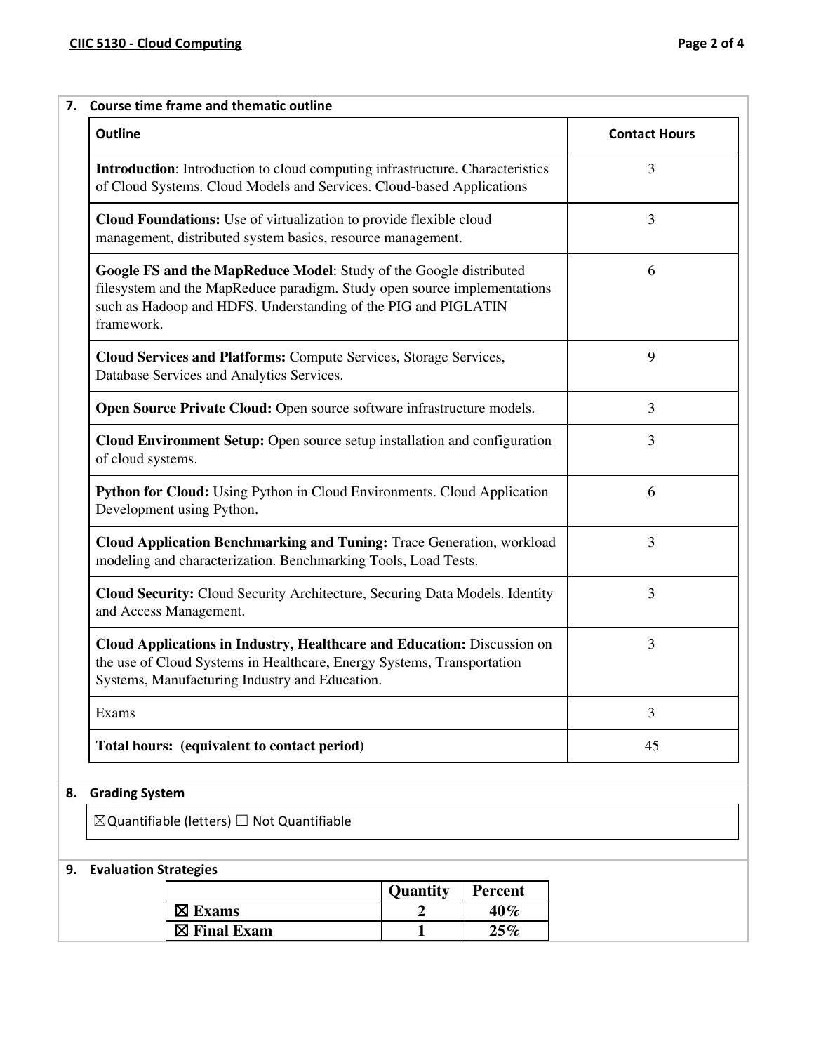## 7. Course time frame and thematic outline

| Outline | Contact Hours |
|---|---|
| **Introduction**: Introduction to cloud computing infrastructure. Characteristics of Cloud Systems. Cloud Models and Services. Cloud-based Applications | 3 |
| **Cloud Foundations:** Use of virtualization to provide flexible cloud management, distributed system basics, resource management. | 3 |
| **Google FS and the MapReduce Model**: Study of the Google distributed filesystem and the MapReduce paradigm. Study open source implementations such as Hadoop and HDFS. Understanding of the PIG and PIGLATIN framework. | 6 |
| **Cloud Services and Platforms:** Compute Services, Storage Services, Database Services and Analytics Services. | 9 |
| **Open Source Private Cloud:** Open source software infrastructure models. | 3 |
| **Cloud Environment Setup:** Open source setup installation and configuration of cloud systems. | 3 |
| **Python for Cloud:** Using Python in Cloud Environments. Cloud Application Development using Python. | 6 |
| **Cloud Application Benchmarking and Tuning:** Trace Generation, workload modeling and characterization. Benchmarking Tools, Load Tests. | 3 |
| **Cloud Security:** Cloud Security Architecture, Securing Data Models. Identity and Access Management. | 3 |
| **Cloud Applications in Industry, Healthcare and Education:** Discussion on the use of Cloud Systems in Healthcare, Energy Systems, Transportation Systems, Manufacturing Industry and Education. | 3 |
| Exams | 3 |
| **Total hours: (equivalent to contact period)** | 45 |

## 8. Grading System

☒Quantifiable (letters) ☐ Not Quantifiable

## 9. Evaluation Strategies

| | Quantity | Percent |
|---|---|---|
| ☒ Exams | 2 | 40% |
| ☒ Final Exam | 1 | 25% |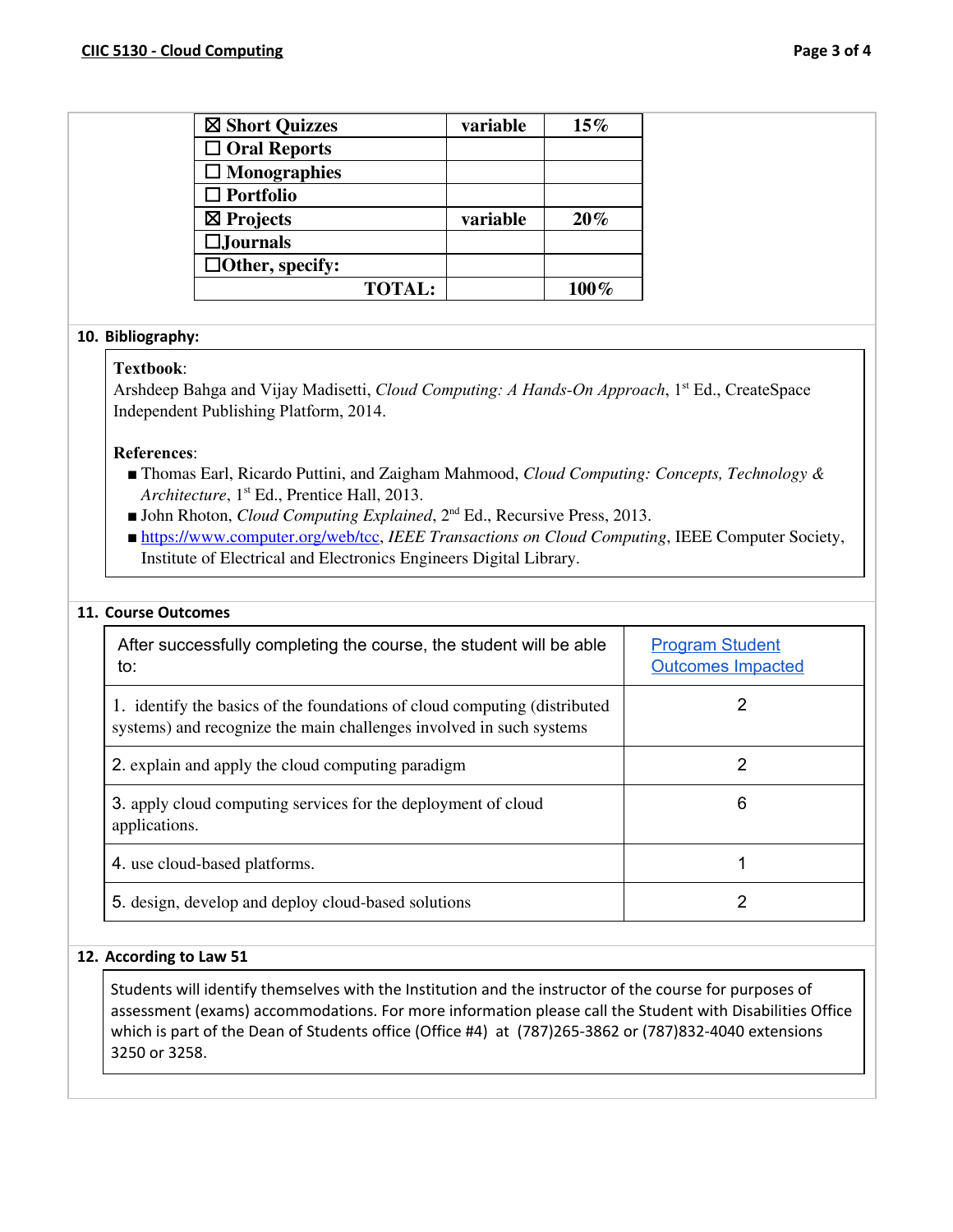| ☒ Short Quizzes | variable | 15% |
|---|---|---|
| ☐ Oral Reports | | |
| ☐ Monographies | | |
| ☐ Portfolio | | |
| ☒ Projects | variable | 20% |
| ☐Journals | | |
| ☐Other, specify: | | |
| **TOTAL:** | | **100%** |

## 10. Bibliography:

**Textbook**:
Arshdeep Bahga and Vijay Madisetti, *Cloud Computing: A Hands-On Approach*, 1st Ed., CreateSpace Independent Publishing Platform, 2014.

**References**:

- Thomas Earl, Ricardo Puttini, and Zaigham Mahmood, *Cloud Computing: Concepts, Technology & Architecture*, 1st Ed., Prentice Hall, 2013.
- John Rhoton, *Cloud Computing Explained*, 2nd Ed., Recursive Press, 2013.
- https://www.computer.org/web/tcc, *IEEE Transactions on Cloud Computing*, IEEE Computer Society, Institute of Electrical and Electronics Engineers Digital Library.

## 11. Course Outcomes

| After successfully completing the course, the student will be able to: | Program Student Outcomes Impacted |
|---|---|
| 1. identify the basics of the foundations of cloud computing (distributed systems) and recognize the main challenges involved in such systems | 2 |
| 2. explain and apply the cloud computing paradigm | 2 |
| 3. apply cloud computing services for the deployment of cloud applications. | 6 |
| 4. use cloud-based platforms. | 1 |
| 5. design, develop and deploy cloud-based solutions | 2 |

## 12. According to Law 51

Students will identify themselves with the Institution and the instructor of the course for purposes of assessment (exams) accommodations. For more information please call the Student with Disabilities Office which is part of the Dean of Students office (Office #4) at (787)265-3862 or (787)832-4040 extensions 3250 or 3258.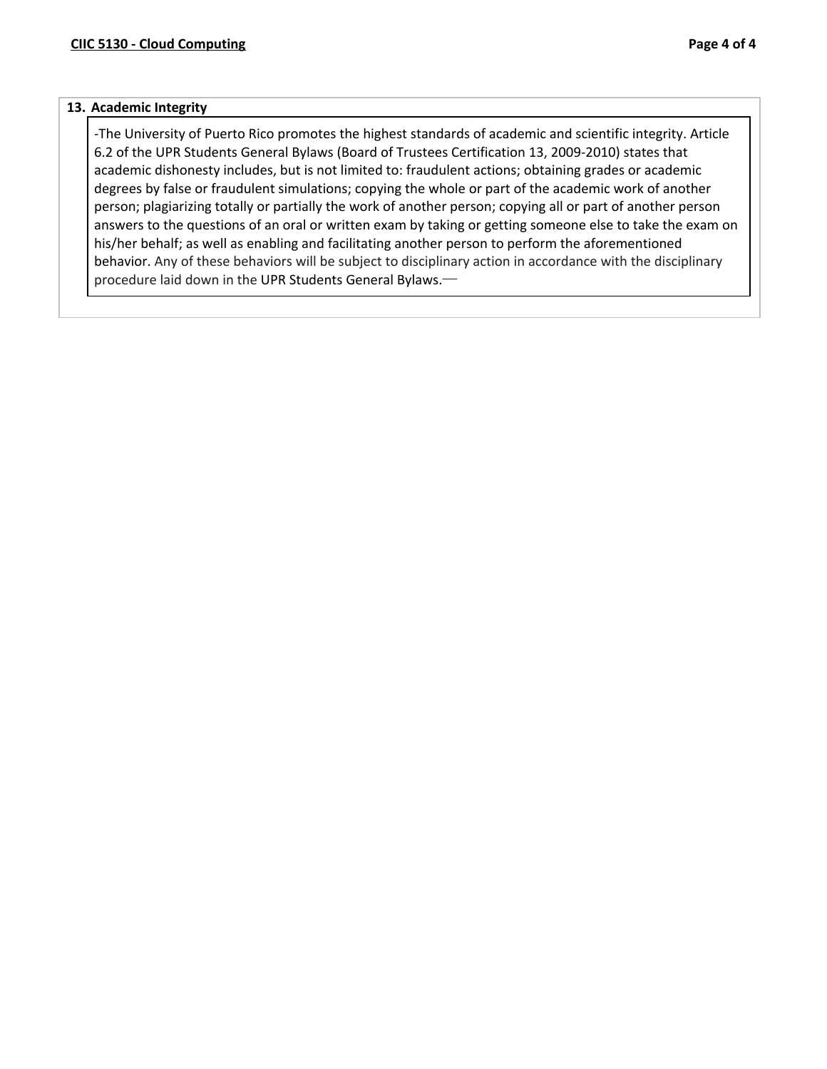## 13. Academic Integrity

-The University of Puerto Rico promotes the highest standards of academic and scientific integrity. Article 6.2 of the UPR Students General Bylaws (Board of Trustees Certification 13, 2009-2010) states that academic dishonesty includes, but is not limited to: fraudulent actions; obtaining grades or academic degrees by false or fraudulent simulations; copying the whole or part of the academic work of another person; plagiarizing totally or partially the work of another person; copying all or part of another person answers to the questions of an oral or written exam by taking or getting someone else to take the exam on his/her behalf; as well as enabling and facilitating another person to perform the aforementioned behavior. Any of these behaviors will be subject to disciplinary action in accordance with the disciplinary procedure laid down in the UPR Students General Bylaws.